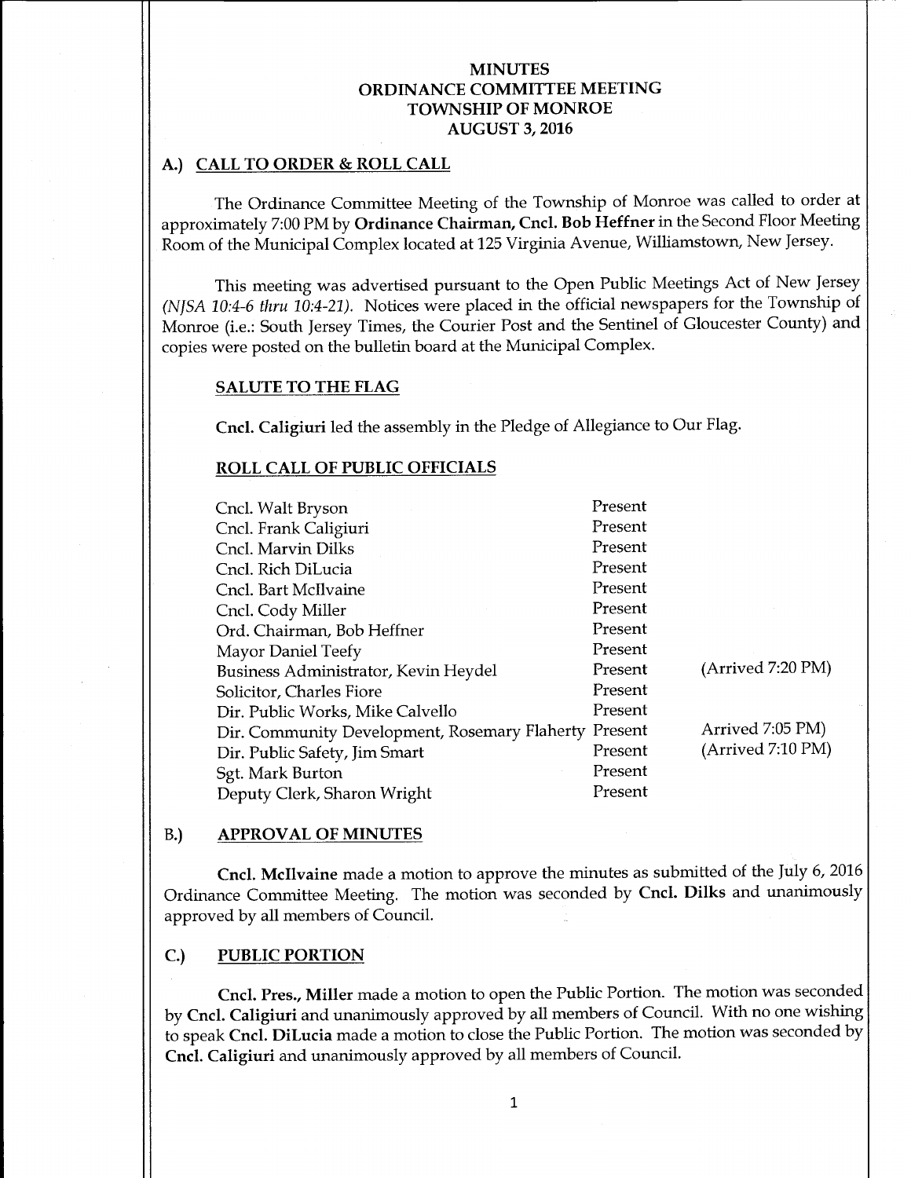# MINUTES
# ORDINANCE COMMITTEE MEETING
# TOWNSHIP OF MONROE
# AUGUST 3, 2016

## A.) CALL TO ORDER & ROLL CALL

The Ordinance Committee Meeting of the Township of Monroe was called to order at approximately 7:00 PM by **Ordinance Chairman, Cncl. Bob Heffner** in the Second Floor Meeting Room of the Municipal Complex located at 125 Virginia Avenue, Williamstown, New Jersey.

This meeting was advertised pursuant to the Open Public Meetings Act of New Jersey *(NJSA 10:4-6 thru 10:4-21)*. Notices were placed in the official newspapers for the Township of Monroe (i.e.: South Jersey Times, the Courier Post and the Sentinel of Gloucester County) and copies were posted on the bulletin board at the Municipal Complex.

### SALUTE TO THE FLAG

**Cncl. Caligiuri** led the assembly in the Pledge of Allegiance to Our Flag.

### ROLL CALL OF PUBLIC OFFICIALS

| | | |
|---|---|---|
| Cncl. Walt Bryson | Present | |
| Cncl. Frank Caligiuri | Present | |
| Cncl. Marvin Dilks | Present | |
| Cncl. Rich DiLucia | Present | |
| Cncl. Bart McIlvaine | Present | |
| Cncl. Cody Miller | Present | |
| Ord. Chairman, Bob Heffner | Present | |
| Mayor Daniel Teefy | Present | |
| Business Administrator, Kevin Heydel | Present | (Arrived 7:20 PM) |
| Solicitor, Charles Fiore | Present | |
| Dir. Public Works, Mike Calvello | Present | |
| Dir. Community Development, Rosemary Flaherty | Present | Arrived 7:05 PM) |
| Dir. Public Safety, Jim Smart | Present | (Arrived 7:10 PM) |
| Sgt. Mark Burton | Present | |
| Deputy Clerk, Sharon Wright | Present | |

## B.) APPROVAL OF MINUTES

**Cncl. McIlvaine** made a motion to approve the minutes as submitted of the July 6, 2016 Ordinance Committee Meeting. The motion was seconded by **Cncl. Dilks** and unanimously approved by all members of Council.

## C.) PUBLIC PORTION

**Cncl. Pres., Miller** made a motion to open the Public Portion. The motion was seconded by **Cncl. Caligiuri** and unanimously approved by all members of Council. With no one wishing to speak **Cncl. DiLucia** made a motion to close the Public Portion. The motion was seconded by **Cncl. Caligiuri** and unanimously approved by all members of Council.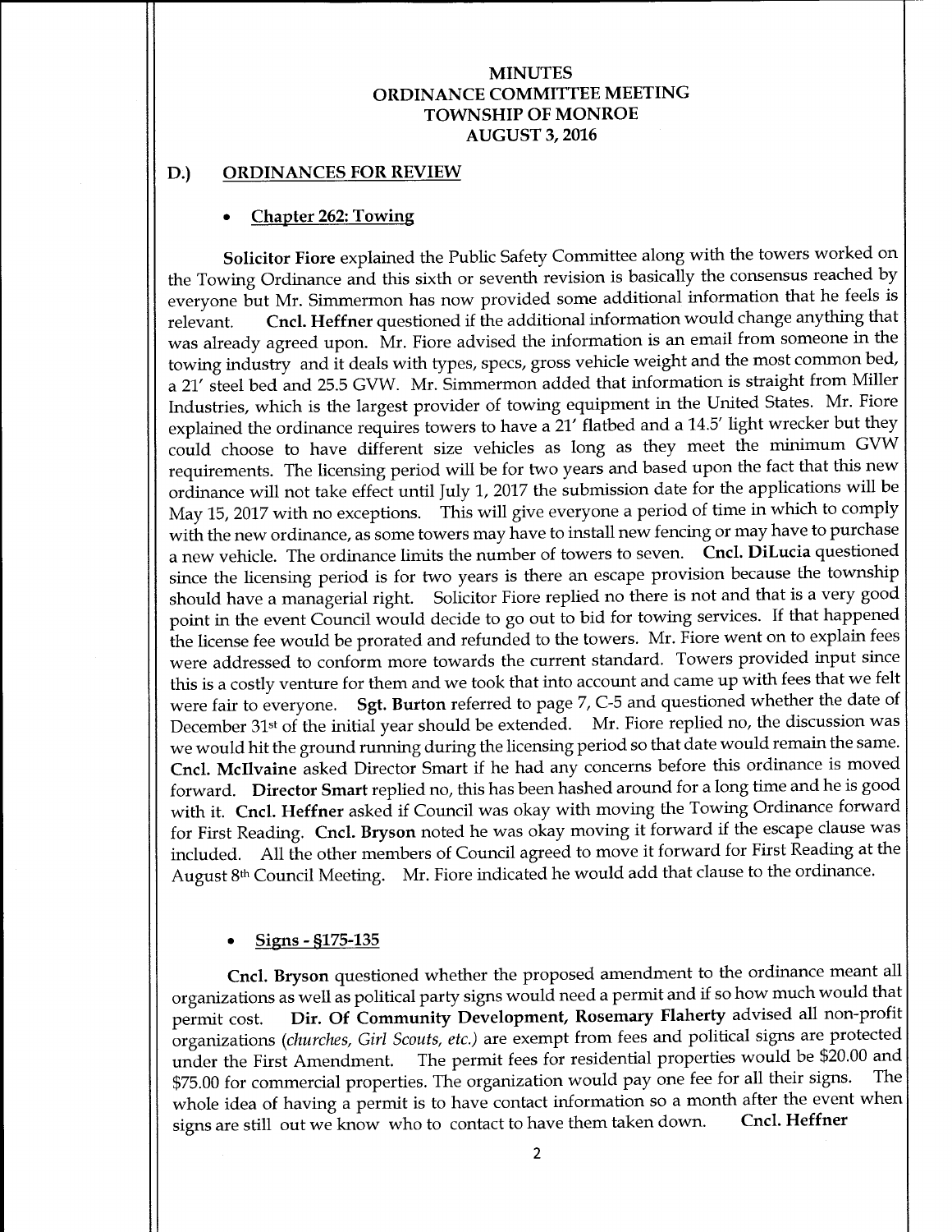# MINUTES
# ORDINANCE COMMITTEE MEETING
# TOWNSHIP OF MONROE
# AUGUST 3, 2016

## D.) ORDINANCES FOR REVIEW

- **Chapter 262: Towing**

**Solicitor Fiore** explained the Public Safety Committee along with the towers worked on the Towing Ordinance and this sixth or seventh revision is basically the consensus reached by everyone but Mr. Simmermon has now provided some additional information that he feels is relevant. **Cncl. Heffner** questioned if the additional information would change anything that was already agreed upon. Mr. Fiore advised the information is an email from someone in the towing industry and it deals with types, specs, gross vehicle weight and the most common bed, a 21' steel bed and 25.5 GVW. Mr. Simmermon added that information is straight from Miller Industries, which is the largest provider of towing equipment in the United States. Mr. Fiore explained the ordinance requires towers to have a 21' flatbed and a 14.5' light wrecker but they could choose to have different size vehicles as long as they meet the minimum GVW requirements. The licensing period will be for two years and based upon the fact that this new ordinance will not take effect until July 1, 2017 the submission date for the applications will be May 15, 2017 with no exceptions. This will give everyone a period of time in which to comply with the new ordinance, as some towers may have to install new fencing or may have to purchase a new vehicle. The ordinance limits the number of towers to seven. **Cncl. DiLucia** questioned since the licensing period is for two years is there an escape provision because the township should have a managerial right. Solicitor Fiore replied no there is not and that is a very good point in the event Council would decide to go out to bid for towing services. If that happened the license fee would be prorated and refunded to the towers. Mr. Fiore went on to explain fees were addressed to conform more towards the current standard. Towers provided input since this is a costly venture for them and we took that into account and came up with fees that we felt were fair to everyone. **Sgt. Burton** referred to page 7, C-5 and questioned whether the date of December 31st of the initial year should be extended. Mr. Fiore replied no, the discussion was we would hit the ground running during the licensing period so that date would remain the same. **Cncl. McIlvaine** asked Director Smart if he had any concerns before this ordinance is moved forward. **Director Smart** replied no, this has been hashed around for a long time and he is good with it. **Cncl. Heffner** asked if Council was okay with moving the Towing Ordinance forward for First Reading. **Cncl. Bryson** noted he was okay moving it forward if the escape clause was included. All the other members of Council agreed to move it forward for First Reading at the August 8th Council Meeting. Mr. Fiore indicated he would add that clause to the ordinance.

- **Signs - §175-135**

**Cncl. Bryson** questioned whether the proposed amendment to the ordinance meant all organizations as well as political party signs would need a permit and if so how much would that permit cost. **Dir. Of Community Development, Rosemary Flaherty** advised all non-profit organizations (*churches, Girl Scouts, etc.*) are exempt from fees and political signs are protected under the First Amendment. The permit fees for residential properties would be $20.00 and $75.00 for commercial properties. The organization would pay one fee for all their signs. The whole idea of having a permit is to have contact information so a month after the event when signs are still out we know who to contact to have them taken down. **Cncl. Heffner**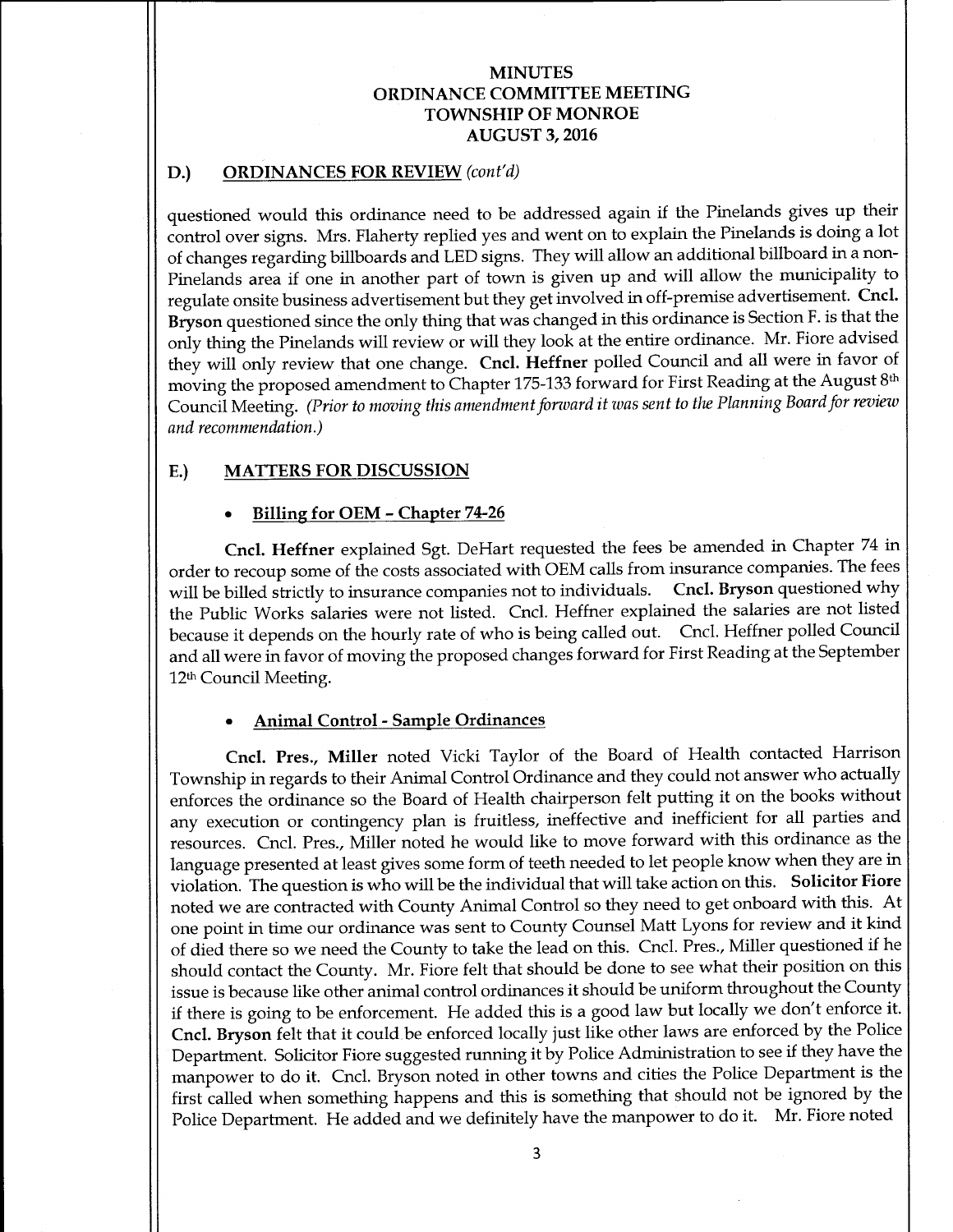# MINUTES
# ORDINANCE COMMITTEE MEETING
# TOWNSHIP OF MONROE
# AUGUST 3, 2016

## D.) ORDINANCES FOR REVIEW *(cont'd)*

questioned would this ordinance need to be addressed again if the Pinelands gives up their control over signs. Mrs. Flaherty replied yes and went on to explain the Pinelands is doing a lot of changes regarding billboards and LED signs. They will allow an additional billboard in a non-Pinelands area if one in another part of town is given up and will allow the municipality to regulate onsite business advertisement but they get involved in off-premise advertisement. **Cncl. Bryson** questioned since the only thing that was changed in this ordinance is Section F. is that the only thing the Pinelands will review or will they look at the entire ordinance. Mr. Fiore advised they will only review that one change. **Cncl. Heffner** polled Council and all were in favor of moving the proposed amendment to Chapter 175-133 forward for First Reading at the August 8th Council Meeting. *(Prior to moving this amendment forward it was sent to the Planning Board for review and recommendation.)*

## E.) MATTERS FOR DISCUSSION

- **Billing for OEM – Chapter 74-26**

**Cncl. Heffner** explained Sgt. DeHart requested the fees be amended in Chapter 74 in order to recoup some of the costs associated with OEM calls from insurance companies. The fees will be billed strictly to insurance companies not to individuals. **Cncl. Bryson** questioned why the Public Works salaries were not listed. Cncl. Heffner explained the salaries are not listed because it depends on the hourly rate of who is being called out. Cncl. Heffner polled Council and all were in favor of moving the proposed changes forward for First Reading at the September 12th Council Meeting.

- **Animal Control - Sample Ordinances**

**Cncl. Pres., Miller** noted Vicki Taylor of the Board of Health contacted Harrison Township in regards to their Animal Control Ordinance and they could not answer who actually enforces the ordinance so the Board of Health chairperson felt putting it on the books without any execution or contingency plan is fruitless, ineffective and inefficient for all parties and resources. Cncl. Pres., Miller noted he would like to move forward with this ordinance as the language presented at least gives some form of teeth needed to let people know when they are in violation. The question is who will be the individual that will take action on this. **Solicitor Fiore** noted we are contracted with County Animal Control so they need to get onboard with this. At one point in time our ordinance was sent to County Counsel Matt Lyons for review and it kind of died there so we need the County to take the lead on this. Cncl. Pres., Miller questioned if he should contact the County. Mr. Fiore felt that should be done to see what their position on this issue is because like other animal control ordinances it should be uniform throughout the County if there is going to be enforcement. He added this is a good law but locally we don't enforce it. **Cncl. Bryson** felt that it could be enforced locally just like other laws are enforced by the Police Department. Solicitor Fiore suggested running it by Police Administration to see if they have the manpower to do it. Cncl. Bryson noted in other towns and cities the Police Department is the first called when something happens and this is something that should not be ignored by the Police Department. He added and we definitely have the manpower to do it. Mr. Fiore noted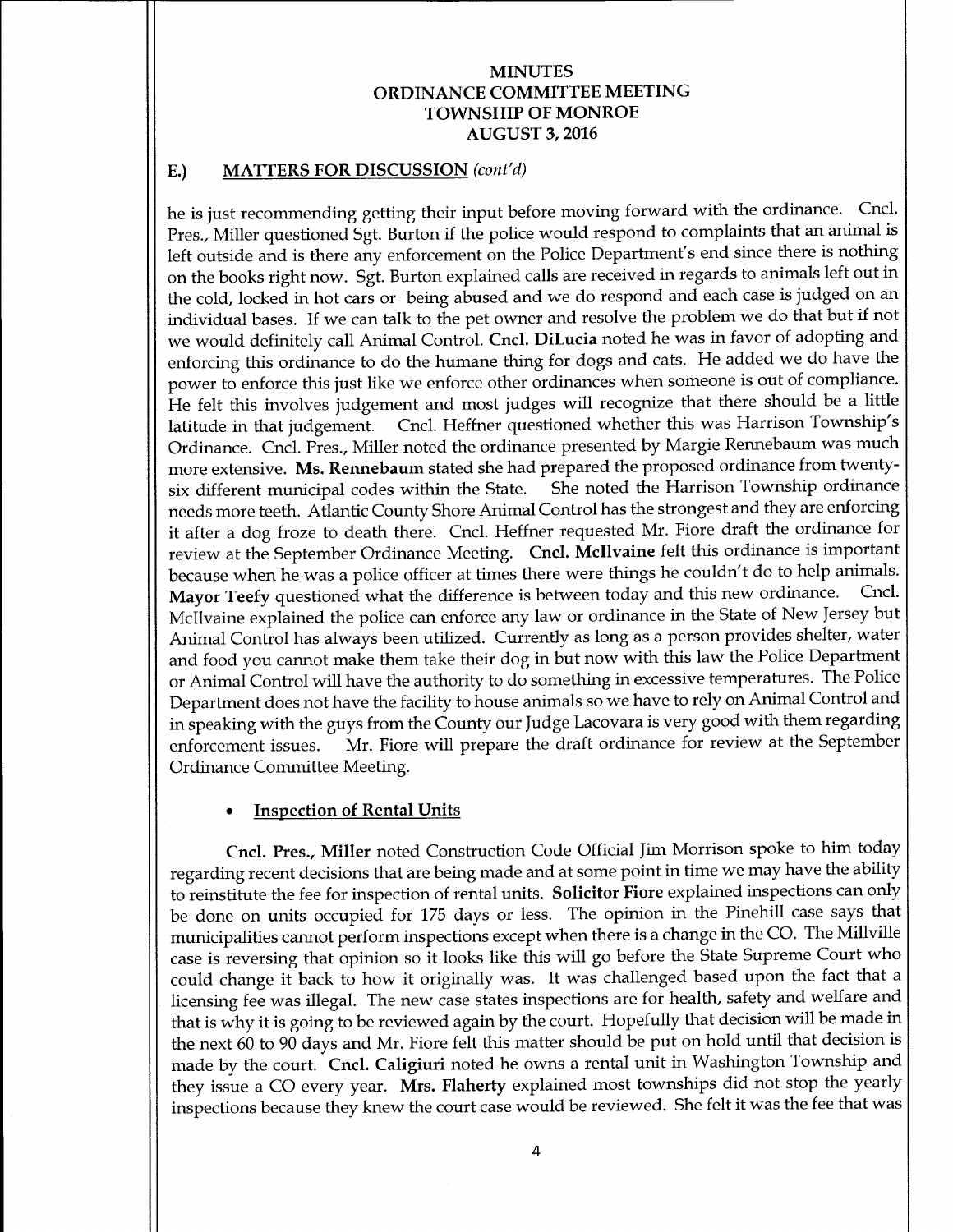# MINUTES
## ORDINANCE COMMITTEE MEETING
## TOWNSHIP OF MONROE
## AUGUST 3, 2016

### E.) MATTERS FOR DISCUSSION *(cont'd)*

he is just recommending getting their input before moving forward with the ordinance. Cncl. Pres., Miller questioned Sgt. Burton if the police would respond to complaints that an animal is left outside and is there any enforcement on the Police Department's end since there is nothing on the books right now. Sgt. Burton explained calls are received in regards to animals left out in the cold, locked in hot cars or being abused and we do respond and each case is judged on an individual bases. If we can talk to the pet owner and resolve the problem we do that but if not we would definitely call Animal Control. **Cncl. DiLucia** noted he was in favor of adopting and enforcing this ordinance to do the humane thing for dogs and cats. He added we do have the power to enforce this just like we enforce other ordinances when someone is out of compliance. He felt this involves judgement and most judges will recognize that there should be a little latitude in that judgement. Cncl. Heffner questioned whether this was Harrison Township's Ordinance. Cncl. Pres., Miller noted the ordinance presented by Margie Rennebaum was much more extensive. **Ms. Rennebaum** stated she had prepared the proposed ordinance from twenty-six different municipal codes within the State. She noted the Harrison Township ordinance needs more teeth. Atlantic County Shore Animal Control has the strongest and they are enforcing it after a dog froze to death there. Cncl. Heffner requested Mr. Fiore draft the ordinance for review at the September Ordinance Meeting. **Cncl. McIlvaine** felt this ordinance is important because when he was a police officer at times there were things he couldn't do to help animals. **Mayor Teefy** questioned what the difference is between today and this new ordinance. Cncl. McIlvaine explained the police can enforce any law or ordinance in the State of New Jersey but Animal Control has always been utilized. Currently as long as a person provides shelter, water and food you cannot make them take their dog in but now with this law the Police Department or Animal Control will have the authority to do something in excessive temperatures. The Police Department does not have the facility to house animals so we have to rely on Animal Control and in speaking with the guys from the County our Judge Lacovara is very good with them regarding enforcement issues. Mr. Fiore will prepare the draft ordinance for review at the September Ordinance Committee Meeting.

- **Inspection of Rental Units**

**Cncl. Pres., Miller** noted Construction Code Official Jim Morrison spoke to him today regarding recent decisions that are being made and at some point in time we may have the ability to reinstitute the fee for inspection of rental units. **Solicitor Fiore** explained inspections can only be done on units occupied for 175 days or less. The opinion in the Pinehill case says that municipalities cannot perform inspections except when there is a change in the CO. The Millville case is reversing that opinion so it looks like this will go before the State Supreme Court who could change it back to how it originally was. It was challenged based upon the fact that a licensing fee was illegal. The new case states inspections are for health, safety and welfare and that is why it is going to be reviewed again by the court. Hopefully that decision will be made in the next 60 to 90 days and Mr. Fiore felt this matter should be put on hold until that decision is made by the court. **Cncl. Caligiuri** noted he owns a rental unit in Washington Township and they issue a CO every year. **Mrs. Flaherty** explained most townships did not stop the yearly inspections because they knew the court case would be reviewed. She felt it was the fee that was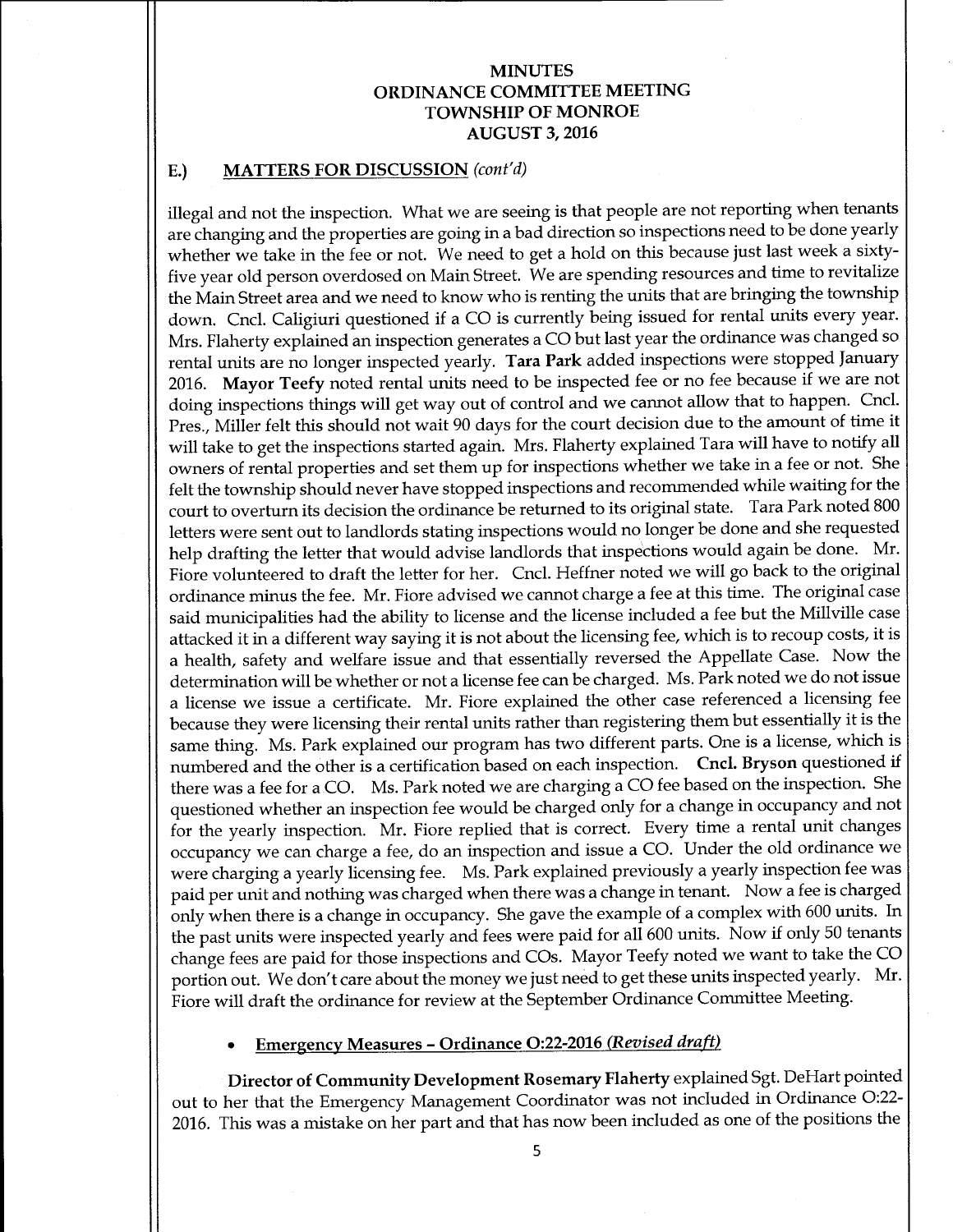# MINUTES
## ORDINANCE COMMITTEE MEETING
## TOWNSHIP OF MONROE
## AUGUST 3, 2016

### E.) MATTERS FOR DISCUSSION *(cont'd)*

illegal and not the inspection. What we are seeing is that people are not reporting when tenants are changing and the properties are going in a bad direction so inspections need to be done yearly whether we take in the fee or not. We need to get a hold on this because just last week a sixty-five year old person overdosed on Main Street. We are spending resources and time to revitalize the Main Street area and we need to know who is renting the units that are bringing the township down. Cncl. Caligiuri questioned if a CO is currently being issued for rental units every year. Mrs. Flaherty explained an inspection generates a CO but last year the ordinance was changed so rental units are no longer inspected yearly. **Tara Park** added inspections were stopped January 2016. **Mayor Teefy** noted rental units need to be inspected fee or no fee because if we are not doing inspections things will get way out of control and we cannot allow that to happen. Cncl. Pres., Miller felt this should not wait 90 days for the court decision due to the amount of time it will take to get the inspections started again. Mrs. Flaherty explained Tara will have to notify all owners of rental properties and set them up for inspections whether we take in a fee or not. She felt the township should never have stopped inspections and recommended while waiting for the court to overturn its decision the ordinance be returned to its original state. Tara Park noted 800 letters were sent out to landlords stating inspections would no longer be done and she requested help drafting the letter that would advise landlords that inspections would again be done. Mr. Fiore volunteered to draft the letter for her. Cncl. Heffner noted we will go back to the original ordinance minus the fee. Mr. Fiore advised we cannot charge a fee at this time. The original case said municipalities had the ability to license and the license included a fee but the Millville case attacked it in a different way saying it is not about the licensing fee, which is to recoup costs, it is a health, safety and welfare issue and that essentially reversed the Appellate Case. Now the determination will be whether or not a license fee can be charged. Ms. Park noted we do not issue a license we issue a certificate. Mr. Fiore explained the other case referenced a licensing fee because they were licensing their rental units rather than registering them but essentially it is the same thing. Ms. Park explained our program has two different parts. One is a license, which is numbered and the other is a certification based on each inspection. **Cncl. Bryson** questioned if there was a fee for a CO. Ms. Park noted we are charging a CO fee based on the inspection. She questioned whether an inspection fee would be charged only for a change in occupancy and not for the yearly inspection. Mr. Fiore replied that is correct. Every time a rental unit changes occupancy we can charge a fee, do an inspection and issue a CO. Under the old ordinance we were charging a yearly licensing fee. Ms. Park explained previously a yearly inspection fee was paid per unit and nothing was charged when there was a change in tenant. Now a fee is charged only when there is a change in occupancy. She gave the example of a complex with 600 units. In the past units were inspected yearly and fees were paid for all 600 units. Now if only 50 tenants change fees are paid for those inspections and COs. Mayor Teefy noted we want to take the CO portion out. We don't care about the money we just need to get these units inspected yearly. Mr. Fiore will draft the ordinance for review at the September Ordinance Committee Meeting.

- **Emergency Measures – Ordinance O:22-2016 *(Revised draft)***

**Director of Community Development Rosemary Flaherty** explained Sgt. DeHart pointed out to her that the Emergency Management Coordinator was not included in Ordinance O:22-2016. This was a mistake on her part and that has now been included as one of the positions the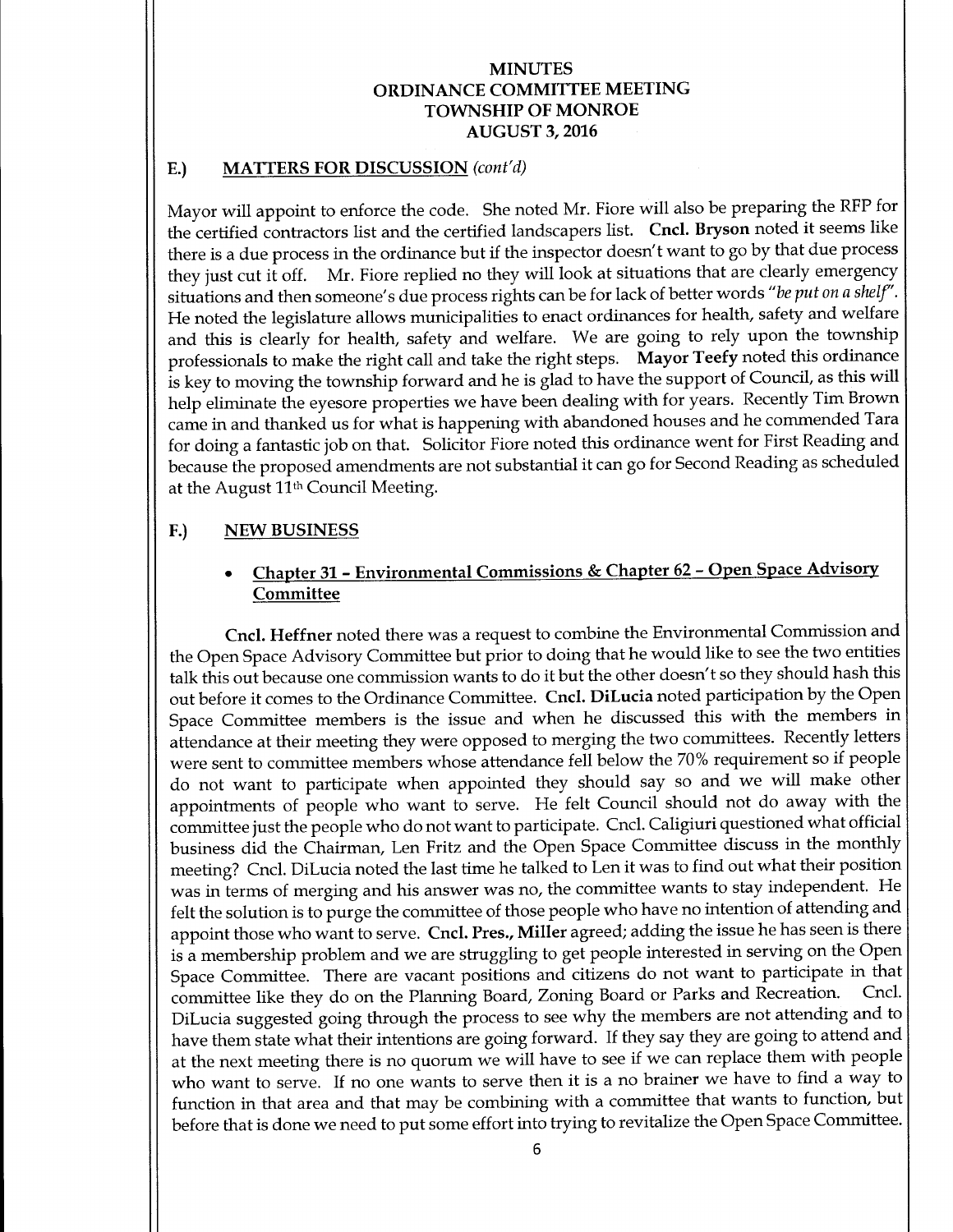# MINUTES
# ORDINANCE COMMITTEE MEETING
# TOWNSHIP OF MONROE
# AUGUST 3, 2016

## E.) MATTERS FOR DISCUSSION *(cont'd)*

Mayor will appoint to enforce the code. She noted Mr. Fiore will also be preparing the RFP for the certified contractors list and the certified landscapers list. **Cncl. Bryson** noted it seems like there is a due process in the ordinance but if the inspector doesn't want to go by that due process they just cut it off. Mr. Fiore replied no they will look at situations that are clearly emergency situations and then someone's due process rights can be for lack of better words *"be put on a shelf"*. He noted the legislature allows municipalities to enact ordinances for health, safety and welfare and this is clearly for health, safety and welfare. We are going to rely upon the township professionals to make the right call and take the right steps. **Mayor Teefy** noted this ordinance is key to moving the township forward and he is glad to have the support of Council, as this will help eliminate the eyesore properties we have been dealing with for years. Recently Tim Brown came in and thanked us for what is happening with abandoned houses and he commended Tara for doing a fantastic job on that. Solicitor Fiore noted this ordinance went for First Reading and because the proposed amendments are not substantial it can go for Second Reading as scheduled at the August 11th Council Meeting.

## F.) NEW BUSINESS

- **Chapter 31 – Environmental Commissions & Chapter 62 – Open Space Advisory Committee**

**Cncl. Heffner** noted there was a request to combine the Environmental Commission and the Open Space Advisory Committee but prior to doing that he would like to see the two entities talk this out because one commission wants to do it but the other doesn't so they should hash this out before it comes to the Ordinance Committee. **Cncl. DiLucia** noted participation by the Open Space Committee members is the issue and when he discussed this with the members in attendance at their meeting they were opposed to merging the two committees. Recently letters were sent to committee members whose attendance fell below the 70% requirement so if people do not want to participate when appointed they should say so and we will make other appointments of people who want to serve. He felt Council should not do away with the committee just the people who do not want to participate. Cncl. Caligiuri questioned what official business did the Chairman, Len Fritz and the Open Space Committee discuss in the monthly meeting? Cncl. DiLucia noted the last time he talked to Len it was to find out what their position was in terms of merging and his answer was no, the committee wants to stay independent. He felt the solution is to purge the committee of those people who have no intention of attending and appoint those who want to serve. **Cncl. Pres., Miller** agreed; adding the issue he has seen is there is a membership problem and we are struggling to get people interested in serving on the Open Space Committee. There are vacant positions and citizens do not want to participate in that committee like they do on the Planning Board, Zoning Board or Parks and Recreation. Cncl. DiLucia suggested going through the process to see why the members are not attending and to have them state what their intentions are going forward. If they say they are going to attend and at the next meeting there is no quorum we will have to see if we can replace them with people who want to serve. If no one wants to serve then it is a no brainer we have to find a way to function in that area and that may be combining with a committee that wants to function, but before that is done we need to put some effort into trying to revitalize the Open Space Committee.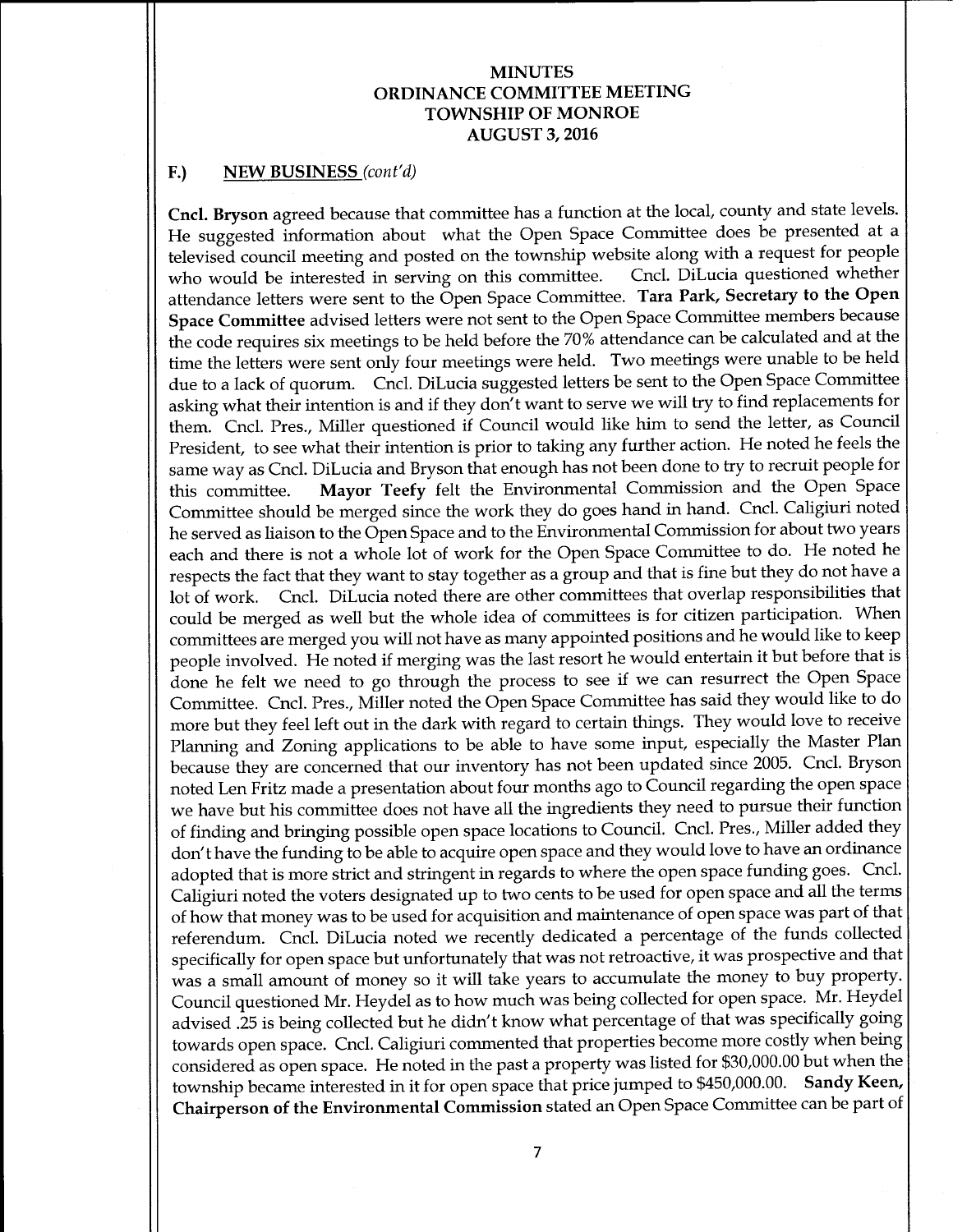# MINUTES
# ORDINANCE COMMITTEE MEETING
# TOWNSHIP OF MONROE
# AUGUST 3, 2016

## F.) NEW BUSINESS *(cont'd)*

**Cncl. Bryson** agreed because that committee has a function at the local, county and state levels. He suggested information about what the Open Space Committee does be presented at a televised council meeting and posted on the township website along with a request for people who would be interested in serving on this committee. Cncl. DiLucia questioned whether attendance letters were sent to the Open Space Committee. **Tara Park, Secretary to the Open Space Committee** advised letters were not sent to the Open Space Committee members because the code requires six meetings to be held before the 70% attendance can be calculated and at the time the letters were sent only four meetings were held. Two meetings were unable to be held due to a lack of quorum. Cncl. DiLucia suggested letters be sent to the Open Space Committee asking what their intention is and if they don't want to serve we will try to find replacements for them. Cncl. Pres., Miller questioned if Council would like him to send the letter, as Council President, to see what their intention is prior to taking any further action. He noted he feels the same way as Cncl. DiLucia and Bryson that enough has not been done to try to recruit people for this committee. **Mayor Teefy** felt the Environmental Commission and the Open Space Committee should be merged since the work they do goes hand in hand. Cncl. Caligiuri noted he served as liaison to the Open Space and to the Environmental Commission for about two years each and there is not a whole lot of work for the Open Space Committee to do. He noted he respects the fact that they want to stay together as a group and that is fine but they do not have a lot of work. Cncl. DiLucia noted there are other committees that overlap responsibilities that could be merged as well but the whole idea of committees is for citizen participation. When committees are merged you will not have as many appointed positions and he would like to keep people involved. He noted if merging was the last resort he would entertain it but before that is done he felt we need to go through the process to see if we can resurrect the Open Space Committee. Cncl. Pres., Miller noted the Open Space Committee has said they would like to do more but they feel left out in the dark with regard to certain things. They would love to receive Planning and Zoning applications to be able to have some input, especially the Master Plan because they are concerned that our inventory has not been updated since 2005. Cncl. Bryson noted Len Fritz made a presentation about four months ago to Council regarding the open space we have but his committee does not have all the ingredients they need to pursue their function of finding and bringing possible open space locations to Council. Cncl. Pres., Miller added they don't have the funding to be able to acquire open space and they would love to have an ordinance adopted that is more strict and stringent in regards to where the open space funding goes. Cncl. Caligiuri noted the voters designated up to two cents to be used for open space and all the terms of how that money was to be used for acquisition and maintenance of open space was part of that referendum. Cncl. DiLucia noted we recently dedicated a percentage of the funds collected specifically for open space but unfortunately that was not retroactive, it was prospective and that was a small amount of money so it will take years to accumulate the money to buy property. Council questioned Mr. Heydel as to how much was being collected for open space. Mr. Heydel advised .25 is being collected but he didn't know what percentage of that was specifically going towards open space. Cncl. Caligiuri commented that properties become more costly when being considered as open space. He noted in the past a property was listed for $30,000.00 but when the township became interested in it for open space that price jumped to $450,000.00. **Sandy Keen, Chairperson of the Environmental Commission** stated an Open Space Committee can be part of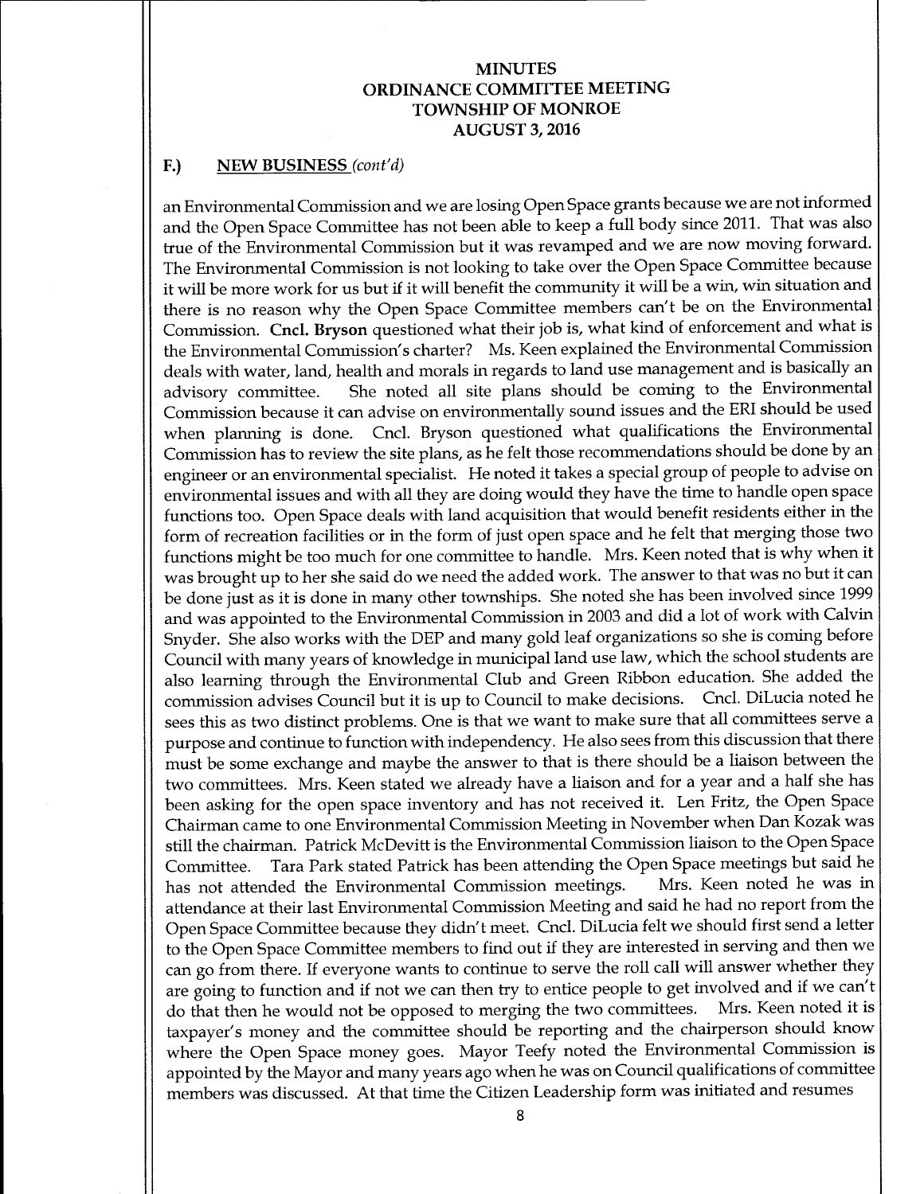# MINUTES
# ORDINANCE COMMITTEE MEETING
# TOWNSHIP OF MONROE
# AUGUST 3, 2016

## F.) NEW BUSINESS *(cont'd)*

an Environmental Commission and we are losing Open Space grants because we are not informed and the Open Space Committee has not been able to keep a full body since 2011. That was also true of the Environmental Commission but it was revamped and we are now moving forward. The Environmental Commission is not looking to take over the Open Space Committee because it will be more work for us but if it will benefit the community it will be a win, win situation and there is no reason why the Open Space Committee members can't be on the Environmental Commission. **Cncl. Bryson** questioned what their job is, what kind of enforcement and what is the Environmental Commission's charter? Ms. Keen explained the Environmental Commission deals with water, land, health and morals in regards to land use management and is basically an advisory committee. She noted all site plans should be coming to the Environmental Commission because it can advise on environmentally sound issues and the ERI should be used when planning is done. Cncl. Bryson questioned what qualifications the Environmental Commission has to review the site plans, as he felt those recommendations should be done by an engineer or an environmental specialist. He noted it takes a special group of people to advise on environmental issues and with all they are doing would they have the time to handle open space functions too. Open Space deals with land acquisition that would benefit residents either in the form of recreation facilities or in the form of just open space and he felt that merging those two functions might be too much for one committee to handle. Mrs. Keen noted that is why when it was brought up to her she said do we need the added work. The answer to that was no but it can be done just as it is done in many other townships. She noted she has been involved since 1999 and was appointed to the Environmental Commission in 2003 and did a lot of work with Calvin Snyder. She also works with the DEP and many gold leaf organizations so she is coming before Council with many years of knowledge in municipal land use law, which the school students are also learning through the Environmental Club and Green Ribbon education. She added the commission advises Council but it is up to Council to make decisions. Cncl. DiLucia noted he sees this as two distinct problems. One is that we want to make sure that all committees serve a purpose and continue to function with independency. He also sees from this discussion that there must be some exchange and maybe the answer to that is there should be a liaison between the two committees. Mrs. Keen stated we already have a liaison and for a year and a half she has been asking for the open space inventory and has not received it. Len Fritz, the Open Space Chairman came to one Environmental Commission Meeting in November when Dan Kozak was still the chairman. Patrick McDevitt is the Environmental Commission liaison to the Open Space Committee. Tara Park stated Patrick has been attending the Open Space meetings but said he has not attended the Environmental Commission meetings. Mrs. Keen noted he was in attendance at their last Environmental Commission Meeting and said he had no report from the Open Space Committee because they didn't meet. Cncl. DiLucia felt we should first send a letter to the Open Space Committee members to find out if they are interested in serving and then we can go from there. If everyone wants to continue to serve the roll call will answer whether they are going to function and if not we can then try to entice people to get involved and if we can't do that then he would not be opposed to merging the two committees. Mrs. Keen noted it is taxpayer's money and the committee should be reporting and the chairperson should know where the Open Space money goes. Mayor Teefy noted the Environmental Commission is appointed by the Mayor and many years ago when he was on Council qualifications of committee members was discussed. At that time the Citizen Leadership form was initiated and resumes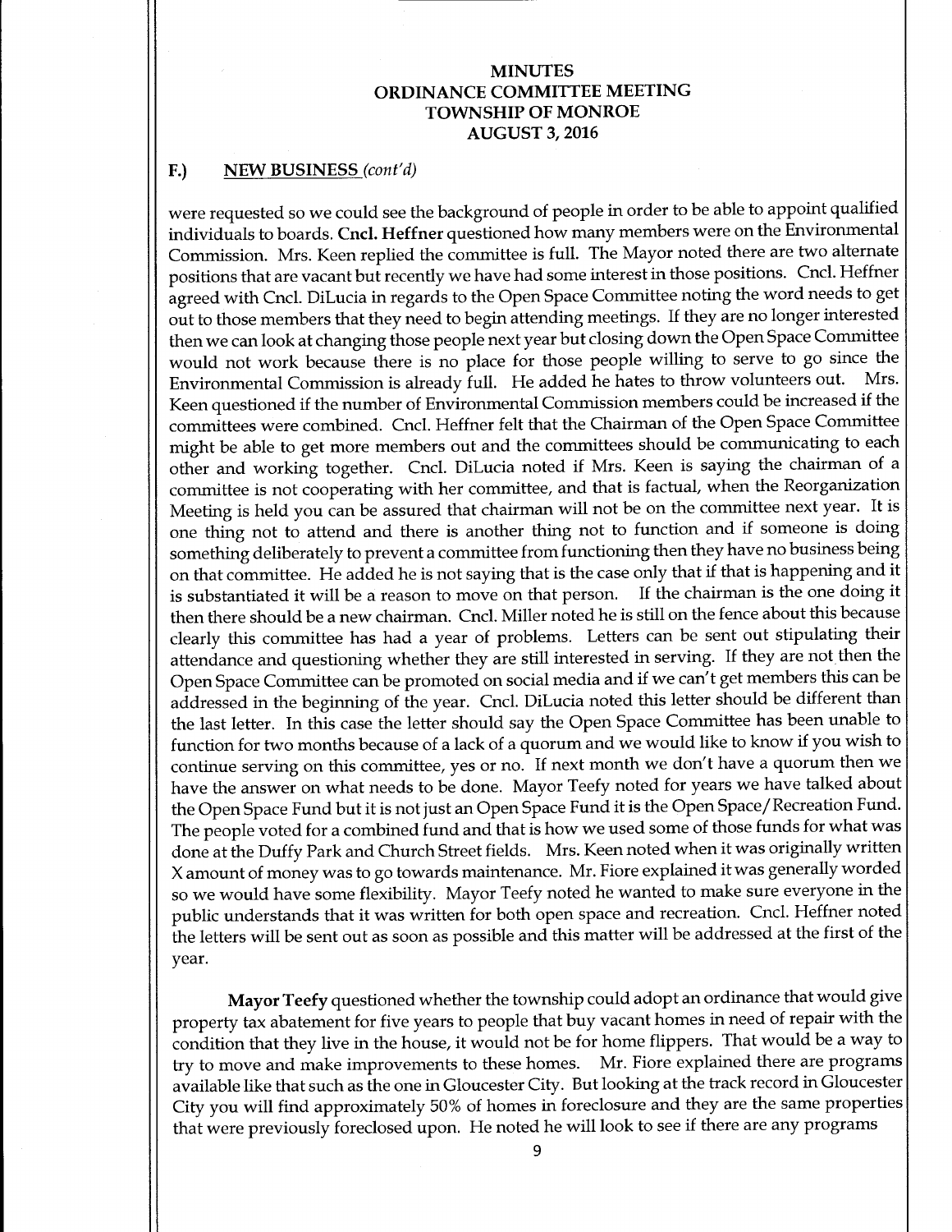# MINUTES
# ORDINANCE COMMITTEE MEETING
# TOWNSHIP OF MONROE
# AUGUST 3, 2016

## F.) NEW BUSINESS *(cont'd)*

were requested so we could see the background of people in order to be able to appoint qualified individuals to boards. **Cncl. Heffner** questioned how many members were on the Environmental Commission. Mrs. Keen replied the committee is full. The Mayor noted there are two alternate positions that are vacant but recently we have had some interest in those positions. Cncl. Heffner agreed with Cncl. DiLucia in regards to the Open Space Committee noting the word needs to get out to those members that they need to begin attending meetings. If they are no longer interested then we can look at changing those people next year but closing down the Open Space Committee would not work because there is no place for those people willing to serve to go since the Environmental Commission is already full. He added he hates to throw volunteers out. Mrs. Keen questioned if the number of Environmental Commission members could be increased if the committees were combined. Cncl. Heffner felt that the Chairman of the Open Space Committee might be able to get more members out and the committees should be communicating to each other and working together. Cncl. DiLucia noted if Mrs. Keen is saying the chairman of a committee is not cooperating with her committee, and that is factual, when the Reorganization Meeting is held you can be assured that chairman will not be on the committee next year. It is one thing not to attend and there is another thing not to function and if someone is doing something deliberately to prevent a committee from functioning then they have no business being on that committee. He added he is not saying that is the case only that if that is happening and it is substantiated it will be a reason to move on that person. If the chairman is the one doing it then there should be a new chairman. Cncl. Miller noted he is still on the fence about this because clearly this committee has had a year of problems. Letters can be sent out stipulating their attendance and questioning whether they are still interested in serving. If they are not then the Open Space Committee can be promoted on social media and if we can't get members this can be addressed in the beginning of the year. Cncl. DiLucia noted this letter should be different than the last letter. In this case the letter should say the Open Space Committee has been unable to function for two months because of a lack of a quorum and we would like to know if you wish to continue serving on this committee, yes or no. If next month we don't have a quorum then we have the answer on what needs to be done. Mayor Teefy noted for years we have talked about the Open Space Fund but it is not just an Open Space Fund it is the Open Space/Recreation Fund. The people voted for a combined fund and that is how we used some of those funds for what was done at the Duffy Park and Church Street fields. Mrs. Keen noted when it was originally written X amount of money was to go towards maintenance. Mr. Fiore explained it was generally worded so we would have some flexibility. Mayor Teefy noted he wanted to make sure everyone in the public understands that it was written for both open space and recreation. Cncl. Heffner noted the letters will be sent out as soon as possible and this matter will be addressed at the first of the year.

**Mayor Teefy** questioned whether the township could adopt an ordinance that would give property tax abatement for five years to people that buy vacant homes in need of repair with the condition that they live in the house, it would not be for home flippers. That would be a way to try to move and make improvements to these homes. Mr. Fiore explained there are programs available like that such as the one in Gloucester City. But looking at the track record in Gloucester City you will find approximately 50% of homes in foreclosure and they are the same properties that were previously foreclosed upon. He noted he will look to see if there are any programs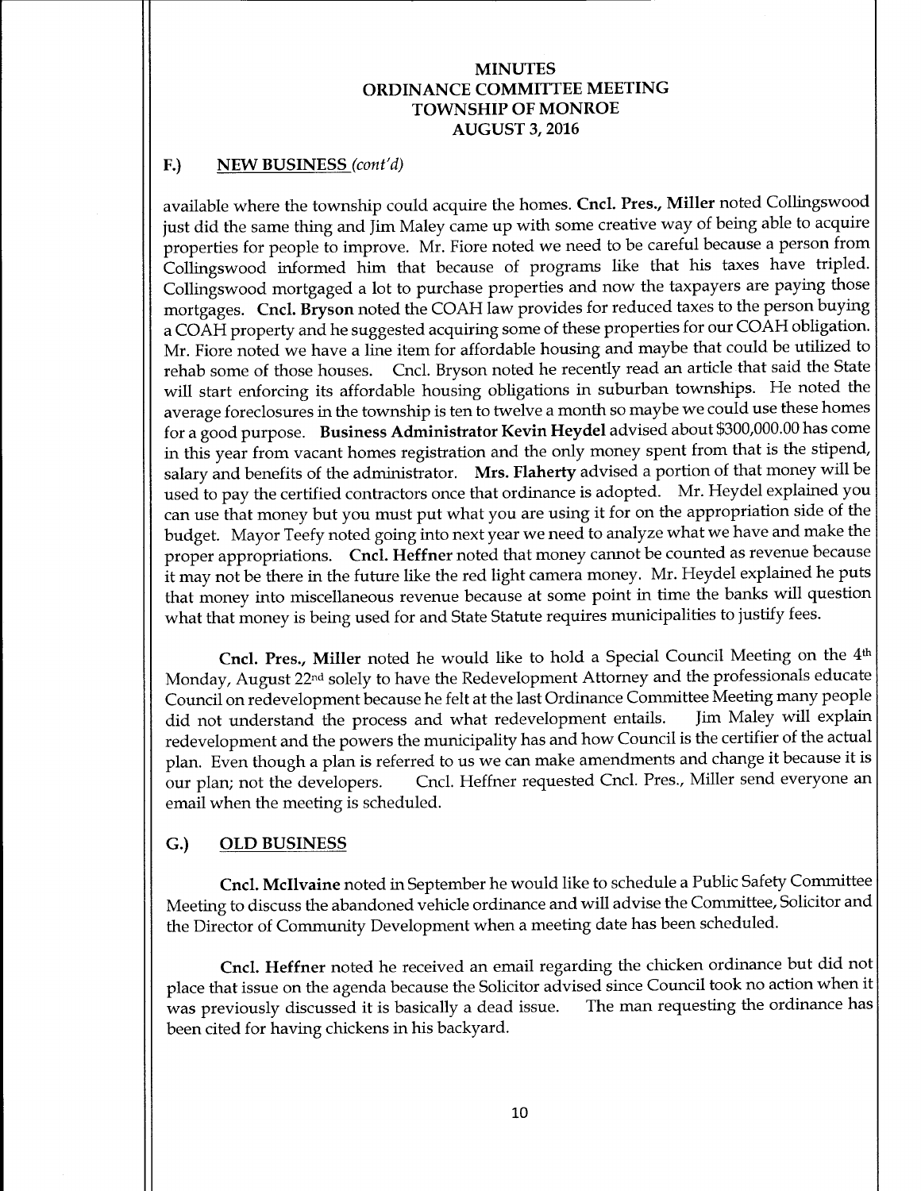# MINUTES
# ORDINANCE COMMITTEE MEETING
# TOWNSHIP OF MONROE
# AUGUST 3, 2016

## F.) NEW BUSINESS *(cont'd)*

available where the township could acquire the homes. **Cncl. Pres., Miller** noted Collingswood just did the same thing and Jim Maley came up with some creative way of being able to acquire properties for people to improve. Mr. Fiore noted we need to be careful because a person from Collingswood informed him that because of programs like that his taxes have tripled. Collingswood mortgaged a lot to purchase properties and now the taxpayers are paying those mortgages. **Cncl. Bryson** noted the COAH law provides for reduced taxes to the person buying a COAH property and he suggested acquiring some of these properties for our COAH obligation. Mr. Fiore noted we have a line item for affordable housing and maybe that could be utilized to rehab some of those houses. Cncl. Bryson noted he recently read an article that said the State will start enforcing its affordable housing obligations in suburban townships. He noted the average foreclosures in the township is ten to twelve a month so maybe we could use these homes for a good purpose. **Business Administrator Kevin Heydel** advised about $300,000.00 has come in this year from vacant homes registration and the only money spent from that is the stipend, salary and benefits of the administrator. **Mrs. Flaherty** advised a portion of that money will be used to pay the certified contractors once that ordinance is adopted. Mr. Heydel explained you can use that money but you must put what you are using it for on the appropriation side of the budget. Mayor Teefy noted going into next year we need to analyze what we have and make the proper appropriations. **Cncl. Heffner** noted that money cannot be counted as revenue because it may not be there in the future like the red light camera money. Mr. Heydel explained he puts that money into miscellaneous revenue because at some point in time the banks will question what that money is being used for and State Statute requires municipalities to justify fees.

**Cncl. Pres., Miller** noted he would like to hold a Special Council Meeting on the 4th Monday, August 22nd solely to have the Redevelopment Attorney and the professionals educate Council on redevelopment because he felt at the last Ordinance Committee Meeting many people did not understand the process and what redevelopment entails. Jim Maley will explain redevelopment and the powers the municipality has and how Council is the certifier of the actual plan. Even though a plan is referred to us we can make amendments and change it because it is our plan; not the developers. Cncl. Heffner requested Cncl. Pres., Miller send everyone an email when the meeting is scheduled.

## G.) OLD BUSINESS

**Cncl. McIlvaine** noted in September he would like to schedule a Public Safety Committee Meeting to discuss the abandoned vehicle ordinance and will advise the Committee, Solicitor and the Director of Community Development when a meeting date has been scheduled.

**Cncl. Heffner** noted he received an email regarding the chicken ordinance but did not place that issue on the agenda because the Solicitor advised since Council took no action when it was previously discussed it is basically a dead issue. The man requesting the ordinance has been cited for having chickens in his backyard.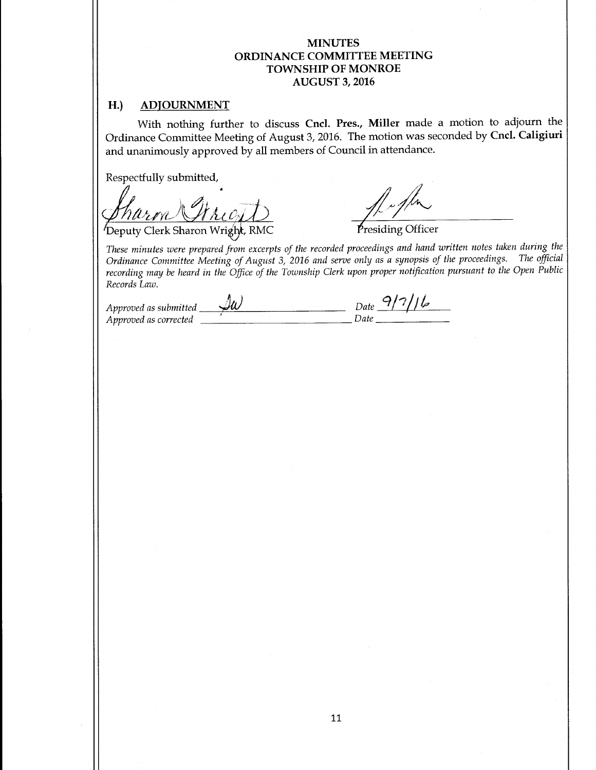# MINUTES
## ORDINANCE COMMITTEE MEETING
## TOWNSHIP OF MONROE
## AUGUST 3, 2016

### H.) ADJOURNMENT

With nothing further to discuss **Cncl. Pres., Miller** made a motion to adjourn the Ordinance Committee Meeting of August 3, 2016. The motion was seconded by **Cncl. Caligiuri** and unanimously approved by all members of Council in attendance.

Respectfully submitted,

Deputy Clerk Sharon Wright, RMC

Presiding Officer

*These minutes were prepared from excerpts of the recorded proceedings and hand written notes taken during the Ordinance Committee Meeting of August 3, 2016 and serve only as a synopsis of the proceedings. The official recording may be heard in the Office of the Township Clerk upon proper notification pursuant to the Open Public Records Law.*

*Approved as submitted* SW *Date* 9/7/16

*Approved as corrected* ______________ *Date* ______________